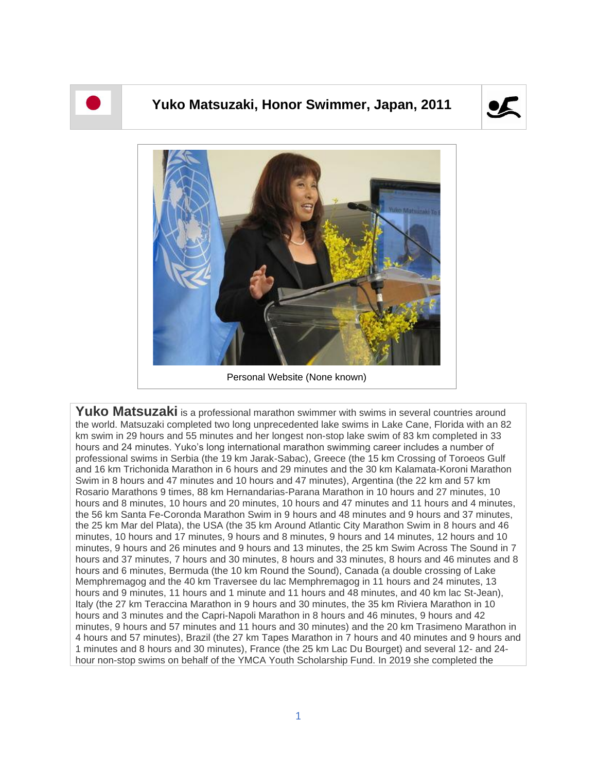# Yuko Matsuzaki, Honor Swimmer, Japan, 2011

Personal Website (None known)

**Yuko Matsuzaki** is a professional marathon swimmer with swims in several countries around the world. Matsuzaki completed two long unprecedented lake swims in Lake Cane, Florida with an 82 km swim in 29 hours and 55 minutes and her longest non-stop lake swim of 83 km completed in 33 hours and 24 minutes. Yuko's long international marathon swimming career includes a number of professional swims in Serbia (the 19 km Jarak-Sabac), Greece (the 15 km Crossing of Toroeos Gulf and 16 km Trichonida Marathon in 6 hours and 29 minutes and the 30 km Kalamata-Koroni Marathon Swim in 8 hours and 47 minutes and 10 hours and 47 minutes), Argentina (the 22 km and 57 km Rosario Marathons 9 times, 88 km Hernandarias-Parana Marathon in 10 hours and 27 minutes, 10 hours and 8 minutes, 10 hours and 20 minutes, 10 hours and 47 minutes and 11 hours and 4 minutes, the 56 km Santa Fe-Coronda Marathon Swim in 9 hours and 48 minutes and 9 hours and 37 minutes, the 25 km Mar del Plata), the USA (the 35 km Around Atlantic City Marathon Swim in 8 hours and 46 minutes, 10 hours and 17 minutes, 9 hours and 8 minutes, 9 hours and 14 minutes, 12 hours and 10 minutes, 9 hours and 26 minutes and 9 hours and 13 minutes, the 25 km Swim Across The Sound in 7 hours and 37 minutes, 7 hours and 30 minutes, 8 hours and 33 minutes, 8 hours and 46 minutes and 8 hours and 6 minutes, Bermuda (the 10 km Round the Sound), Canada (a double crossing of Lake Memphremagog and the 40 km Traversee du lac Memphremagog in 11 hours and 24 minutes, 13 hours and 9 minutes, 11 hours and 1 minute and 11 hours and 48 minutes, and 40 km lac St-Jean), Italy (the 27 km Teraccina Marathon in 9 hours and 30 minutes, the 35 km Riviera Marathon in 10 hours and 3 minutes and the Capri-Napoli Marathon in 8 hours and 46 minutes, 9 hours and 42 minutes, 9 hours and 57 minutes and 11 hours and 30 minutes) and the 20 km Trasimeno Marathon in 4 hours and 57 minutes), Brazil (the 27 km Tapes Marathon in 7 hours and 40 minutes and 9 hours and 1 minutes and 8 hours and 30 minutes), France (the 25 km Lac Du Bourget) and several 12- and 24-hour non-stop swims on behalf of the YMCA Youth Scholarship Fund. In 2019 she completed the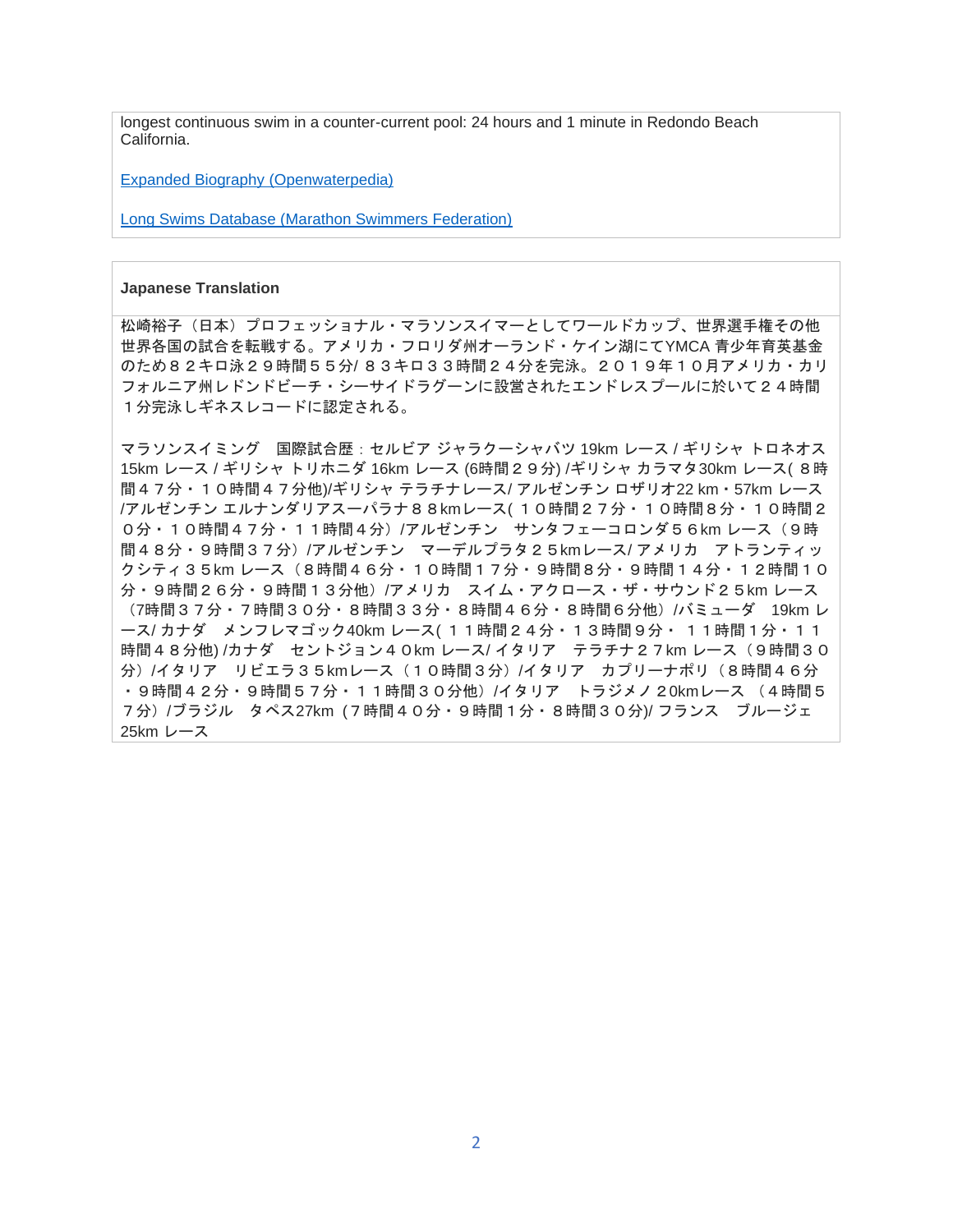longest continuous swim in a counter-current pool: 24 hours and 1 minute in Redondo Beach California.

[Expanded Biography (Openwaterpedia)]

[Long Swims Database (Marathon Swimmers Federation)]

**Japanese Translation**

松崎裕子（日本）プロフェッショナル・マラソンスイマーとしてワールドカップ、世界選手権その他世界各国の試合を転戦する。アメリカ・フロリダ州オーランド・ケイン湖にてYMCA 青少年育英基金のため８２キロ泳２９時間５５分/ ８３キロ３３時間２４分を完泳。２０１９年１０月アメリカ・カリフォルニア州レドンドビーチ・シーサイドラグーンに設営されたエンドレスプールに於いて２４時間１分完泳しギネスレコードに認定される。

マラソンスイミング　国際試合歴：セルビア ジャラクーシャバツ 19km レース / ギリシャ トロネオス 15km レース / ギリシャ トリホニダ 16km レース (6時間２９分) /ギリシャ カラマタ30km レース( ８時間４７分・１０時間４７分他)/ギリシャ テラチナレース/ アルゼンチン ロザリオ22 km・57km レース /アルゼンチン エルナンダリアスーパラナ８８kmレース( １０時間２７分・１０時間８分・１０時間２０分・１０時間４７分・１１時間４分）/アルゼンチン　サンタフェーコロンダ５６km レース（９時間４８分・９時間３７分）/アルゼンチン　マーデルプラタ２５kmレース/ アメリカ　アトランティックシティ３５km レース（８時間４６分・１０時間１７分・９時間８分・９時間１４分・１２時間１０分・９時間２６分・９時間１３分他）/アメリカ　スイム・アクロース・ザ・サウンド２５km レース（7時間３７分・７時間３０分・８時間３３分・８時間４６分・８時間６分他）/バミューダ　19km レース/ カナダ　メンフレマゴック40km レース( １１時間２４分・１３時間９分・ １１時間１分・１１時間４８分他) /カナダ　セントジョン４０km レース/ イタリア　テラチナ２７km レース（９時間３０分）/イタリア　リビエラ３５kmレース（１０時間３分）/イタリア　カプリーナポリ（８時間４６分・９時間４２分・９時間５７分・１１時間３０分他）/イタリア　トラジメノ２0kmレース （４時間５７分）/ブラジル　タペス27km（7時間４０分・９時間１分・８時間３０分)/ フランス　ブルージェ 25km レース